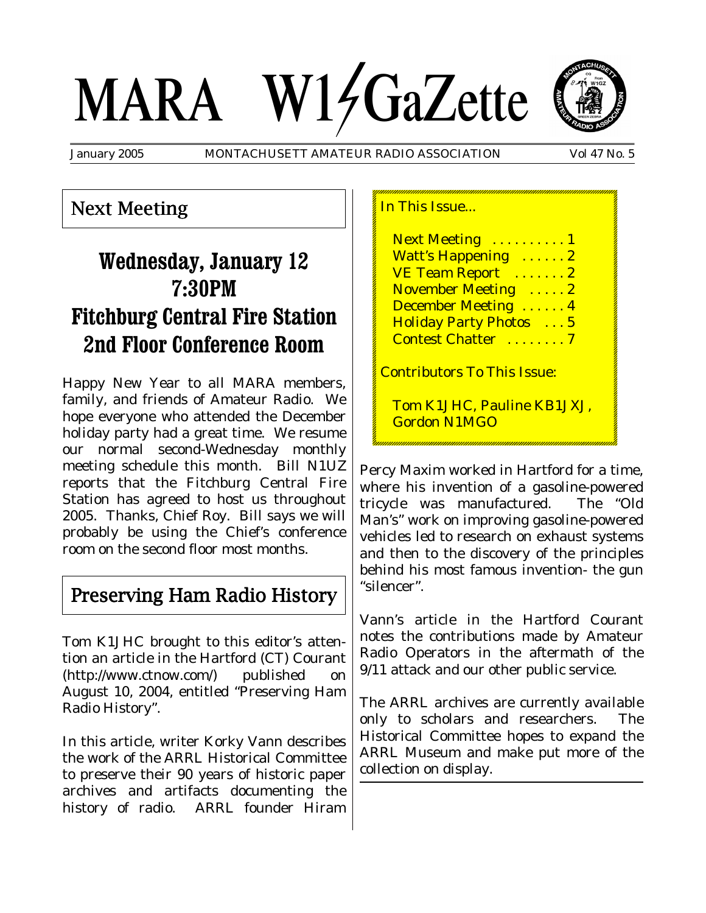# MARA W1GaZette

January 2005 MONTACHUSETT AMATEUR RADIO ASSOCIATION Vol 47 No. 5

## Next Meeting

### Wednesday, January 12
### 7:30PM
### Fitchburg Central Fire Station
### 2nd Floor Conference Room

Happy New Year to all MARA members, family, and friends of Amateur Radio. We hope everyone who attended the December holiday party had a great time. We resume our normal second-Wednesday monthly meeting schedule this month. Bill N1UZ reports that the Fitchburg Central Fire Station has agreed to host us throughout 2005. Thanks, Chief Roy. Bill says we will probably be using the Chief's conference room on the second floor most months.

In This Issue...

- Next Meeting . . . . . . . . . . 1
- Watt's Happening . . . . . . 2
- VE Team Report . . . . . . . 2
- November Meeting . . . . . 2
- December Meeting . . . . . . 4
- Holiday Party Photos . . . 5
- Contest Chatter . . . . . . . . 7

Contributors To This Issue:

Tom K1JHC, Pauline KB1JXJ, Gordon N1MGO

## Preserving Ham Radio History

Tom K1JHC brought to this editor's attention an article in the Hartford (CT) Courant (http://www.ctnow.com/) published on August 10, 2004, entitled "Preserving Ham Radio History".

In this article, writer Korky Vann describes the work of the ARRL Historical Committee to preserve their 90 years of historic paper archives and artifacts documenting the history of radio. ARRL founder Hiram Percy Maxim worked in Hartford for a time, where his invention of a gasoline-powered tricycle was manufactured. The "Old Man's" work on improving gasoline-powered vehicles led to research on exhaust systems and then to the discovery of the principles behind his most famous invention- the gun "silencer".

Vann's article in the Hartford Courant notes the contributions made by Amateur Radio Operators in the aftermath of the 9/11 attack and our other public service.

The ARRL archives are currently available only to scholars and researchers. The Historical Committee hopes to expand the ARRL Museum and make put more of the collection on display.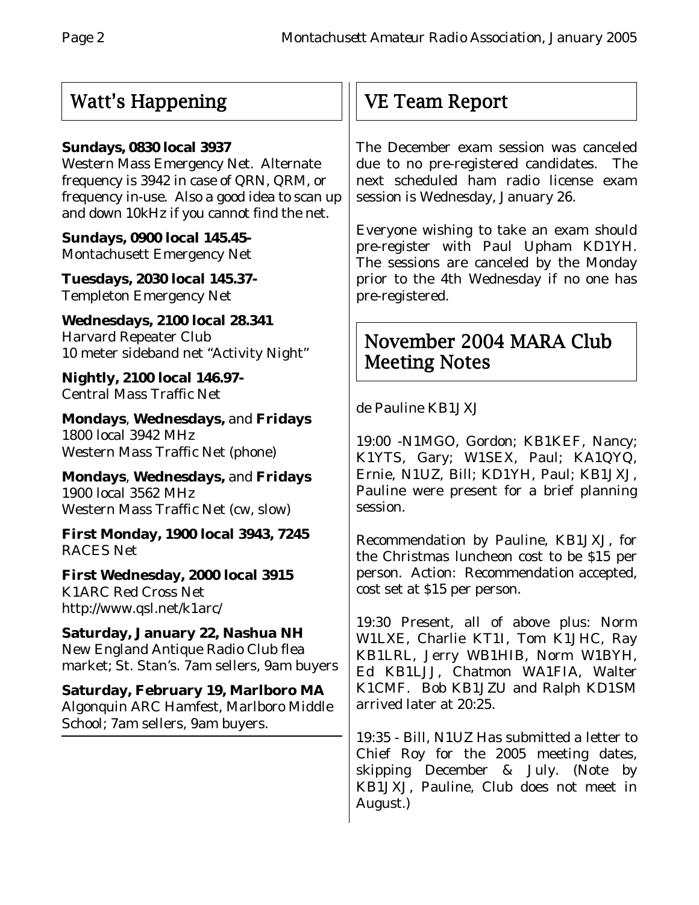## Watt's Happening

**Sundays, 0830 local 3937**
Western Mass Emergency Net. Alternate frequency is 3942 in case of QRN, QRM, or frequency in-use. Also a good idea to scan up and down 10kHz if you cannot find the net.

**Sundays, 0900 local 145.45-**
Montachusett Emergency Net

**Tuesdays, 2030 local 145.37-**
Templeton Emergency Net

**Wednesdays, 2100 local 28.341**
Harvard Repeater Club
10 meter sideband net "Activity Night"

**Nightly, 2100 local 146.97-**
Central Mass Traffic Net

**Mondays**, **Wednesdays,** and **Fridays**
1800 local 3942 MHz
Western Mass Traffic Net (phone)

**Mondays**, **Wednesdays,** and **Fridays**
1900 local 3562 MHz
Western Mass Traffic Net (cw, slow)

**First Monday, 1900 local 3943, 7245**
RACES Net

**First Wednesday, 2000 local 3915**
K1ARC Red Cross Net
http://www.qsl.net/k1arc/

**Saturday, January 22, Nashua NH**
New England Antique Radio Club flea market; St. Stan's. 7am sellers, 9am buyers

**Saturday, February 19, Marlboro MA**
Algonquin ARC Hamfest, Marlboro Middle School; 7am sellers, 9am buyers.

## VE Team Report

The December exam session was canceled due to no pre-registered candidates. The next scheduled ham radio license exam session is Wednesday, January 26.

Everyone wishing to take an exam should pre-register with Paul Upham KD1YH. The sessions are canceled by the Monday prior to the 4th Wednesday if no one has pre-registered.

## November 2004 MARA Club Meeting Notes

de Pauline KB1JXJ

19:00 -N1MGO, Gordon; KB1KEF, Nancy; K1YTS, Gary; W1SEX, Paul; KA1QYQ, Ernie, N1UZ, Bill; KD1YH, Paul; KB1JXJ, Pauline were present for a brief planning session.

Recommendation by Pauline, KB1JXJ, for the Christmas luncheon cost to be $15 per person. Action: Recommendation accepted, cost set at $15 per person.

19:30 Present, all of above plus: Norm W1LXE, Charlie KT1I, Tom K1JHC, Ray KB1LRL, Jerry WB1HIB, Norm W1BYH, Ed KB1LJJ, Chatmon WA1FIA, Walter K1CMF. Bob KB1JZU and Ralph KD1SM arrived later at 20:25.

19:35 - Bill, N1UZ Has submitted a letter to Chief Roy for the 2005 meeting dates, skipping December & July. (Note by KB1JXJ, Pauline, Club does not meet in August.)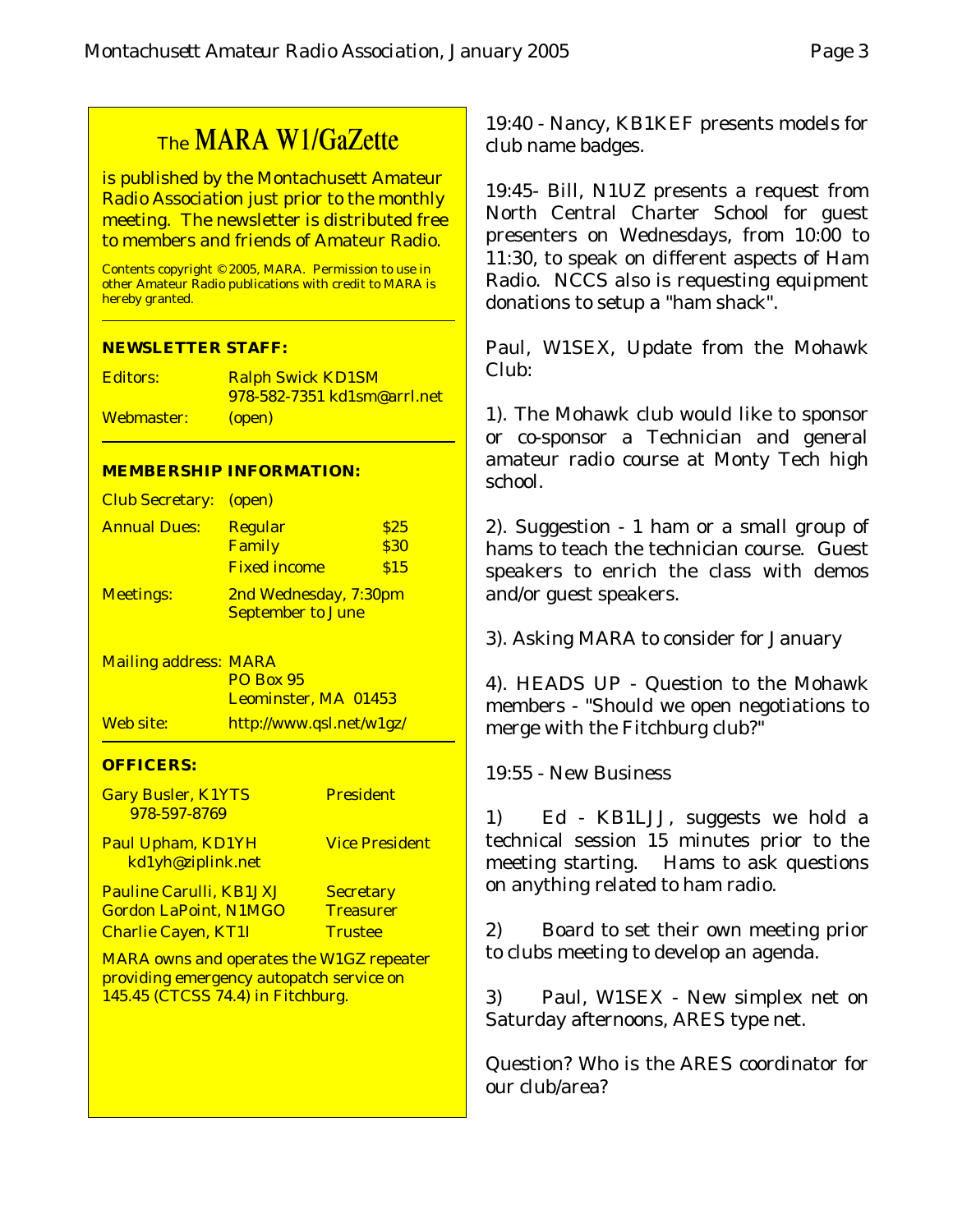## The MARA W1/GaZette

is published by the Montachusett Amateur Radio Association just prior to the monthly meeting. The newsletter is distributed free to members and friends of Amateur Radio.

Contents copyright © 2005, MARA. Permission to use in other Amateur Radio publications with credit to MARA is hereby granted.

**NEWSLETTER STAFF:**

| | |
|---|---|
| Editors: | Ralph Swick KD1SM 978-582-7351 kd1sm@arrl.net |
| Webmaster: | (open) |

**MEMBERSHIP INFORMATION:**

| | | |
|---|---|---|
| Club Secretary: | (open) | |
| Annual Dues: | Regular | $25 |
| | Family | $30 |
| | Fixed income | $15 |
| Meetings: | 2nd Wednesday, 7:30pm September to June | |

Mailing address: MARA
PO Box 95
Leominster, MA 01453

Web site: http://www.qsl.net/w1gz/

**OFFICERS:**

| | |
|---|---|
| Gary Busler, K1YTS 978-597-8769 | President |
| Paul Upham, KD1YH kd1yh@ziplink.net | Vice President |
| Pauline Carulli, KB1JXJ | Secretary |
| Gordon LaPoint, N1MGO | Treasurer |
| Charlie Cayen, KT1I | Trustee |

MARA owns and operates the W1GZ repeater providing emergency autopatch service on 145.45 (CTCSS 74.4) in Fitchburg.

19:40 - Nancy, KB1KEF presents models for club name badges.

19:45- Bill, N1UZ presents a request from North Central Charter School for guest presenters on Wednesdays, from 10:00 to 11:30, to speak on different aspects of Ham Radio. NCCS also is requesting equipment donations to setup a "ham shack".

Paul, W1SEX, Update from the Mohawk Club:

1). The Mohawk club would like to sponsor or co-sponsor a Technician and general amateur radio course at Monty Tech high school.

2). Suggestion - 1 ham or a small group of hams to teach the technician course. Guest speakers to enrich the class with demos and/or guest speakers.

3). Asking MARA to consider for January

4). HEADS UP - Question to the Mohawk members - "Should we open negotiations to merge with the Fitchburg club?"

19:55 - New Business

1) Ed - KB1LJJ, suggests we hold a technical session 15 minutes prior to the meeting starting. Hams to ask questions on anything related to ham radio.

2) Board to set their own meeting prior to clubs meeting to develop an agenda.

3) Paul, W1SEX - New simplex net on Saturday afternoons, ARES type net.

Question? Who is the ARES coordinator for our club/area?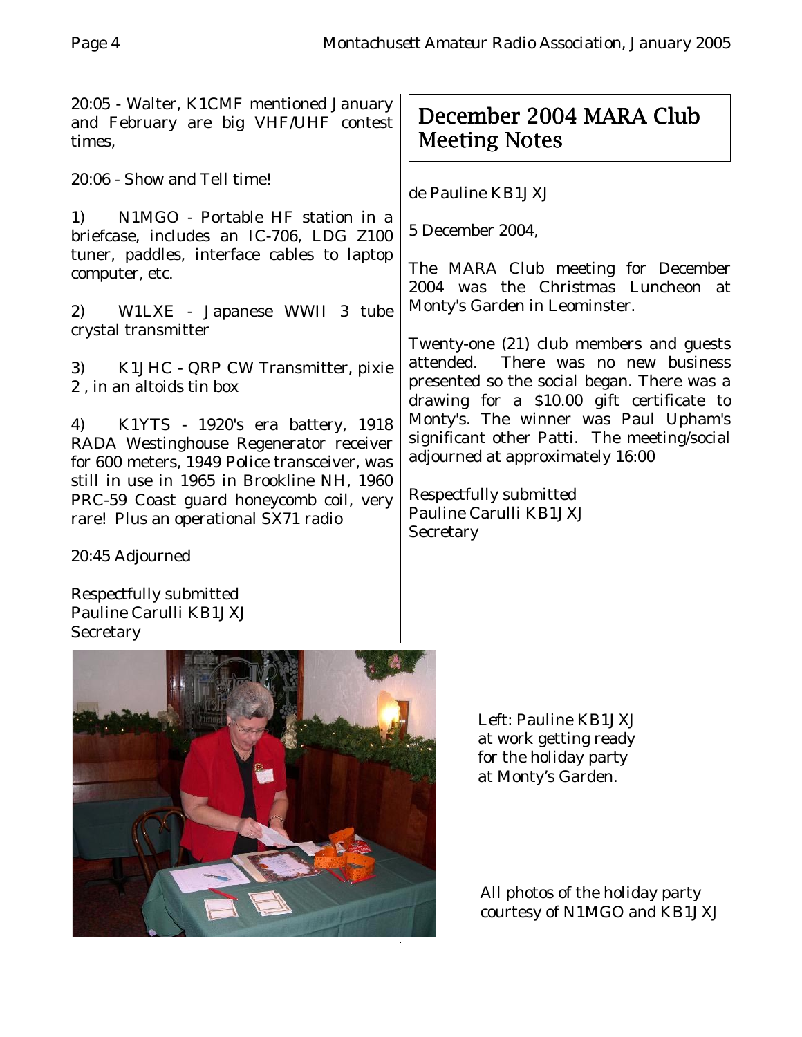20:05 - Walter, K1CMF mentioned January and February are big VHF/UHF contest times,

20:06 - Show and Tell time!

1) N1MGO - Portable HF station in a briefcase, includes an IC-706, LDG Z100 tuner, paddles, interface cables to laptop computer, etc.

2) W1LXE - Japanese WWII 3 tube crystal transmitter

3) K1JHC - QRP CW Transmitter, pixie 2 , in an altoids tin box

4) K1YTS - 1920's era battery, 1918 RADA Westinghouse Regenerator receiver for 600 meters, 1949 Police transceiver, was still in use in 1965 in Brookline NH, 1960 PRC-59 Coast guard honeycomb coil, very rare! Plus an operational SX71 radio

20:45 Adjourned

Respectfully submitted
Pauline Carulli KB1JXJ
Secretary

## December 2004 MARA Club Meeting Notes

de Pauline KB1JXJ

5 December 2004,

The MARA Club meeting for December 2004 was the Christmas Luncheon at Monty's Garden in Leominster.

Twenty-one (21) club members and guests attended. There was no new business presented so the social began. There was a drawing for a $10.00 gift certificate to Monty's. The winner was Paul Upham's significant other Patti. The meeting/social adjourned at approximately 16:00

Respectfully submitted
Pauline Carulli KB1JXJ
Secretary

Left: Pauline KB1JXJ at work getting ready for the holiday party at Monty's Garden.

All photos of the holiday party courtesy of N1MGO and KB1JXJ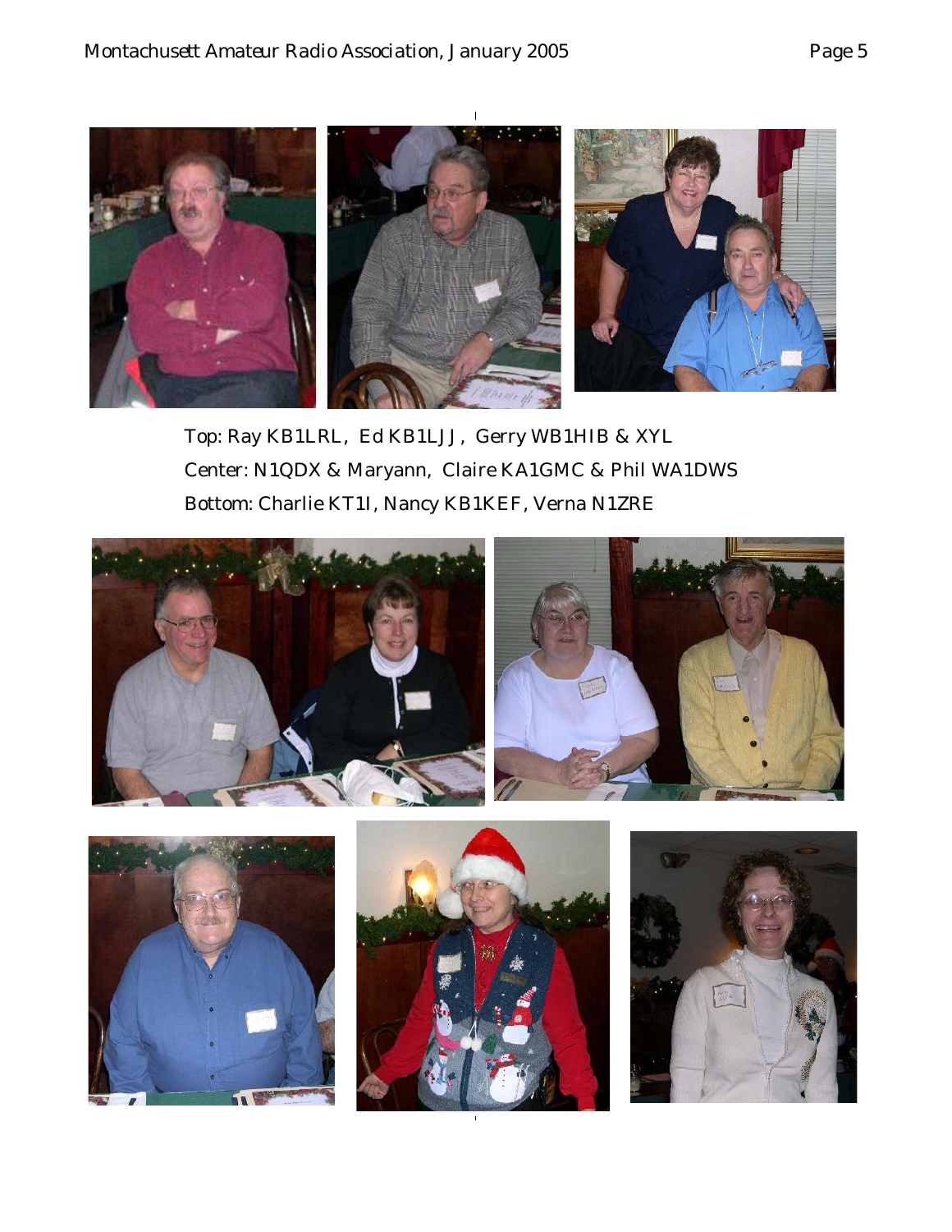Top: Ray KB1LRL, Ed KB1LJJ, Gerry WB1HIB & XYL

Center: N1QDX & Maryann, Claire KA1GMC & Phil WA1DWS

Bottom: Charlie KT1I, Nancy KB1KEF, Verna N1ZRE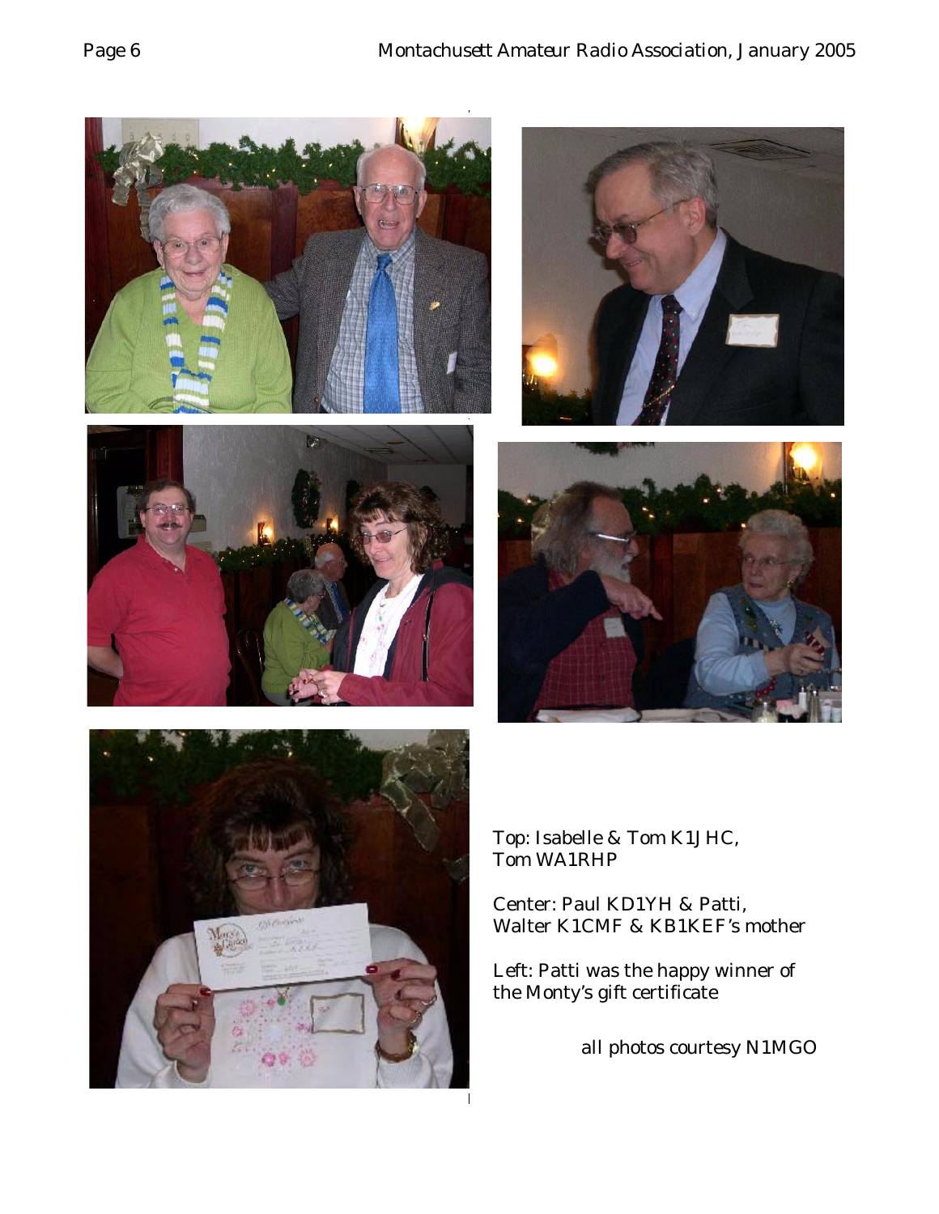Top: Isabelle & Tom K1JHC,
Tom WA1RHP

Center: Paul KD1YH & Patti,
Walter K1CMF & KB1KEF's mother

Left: Patti was the happy winner of the Monty's gift certificate

all photos courtesy N1MGO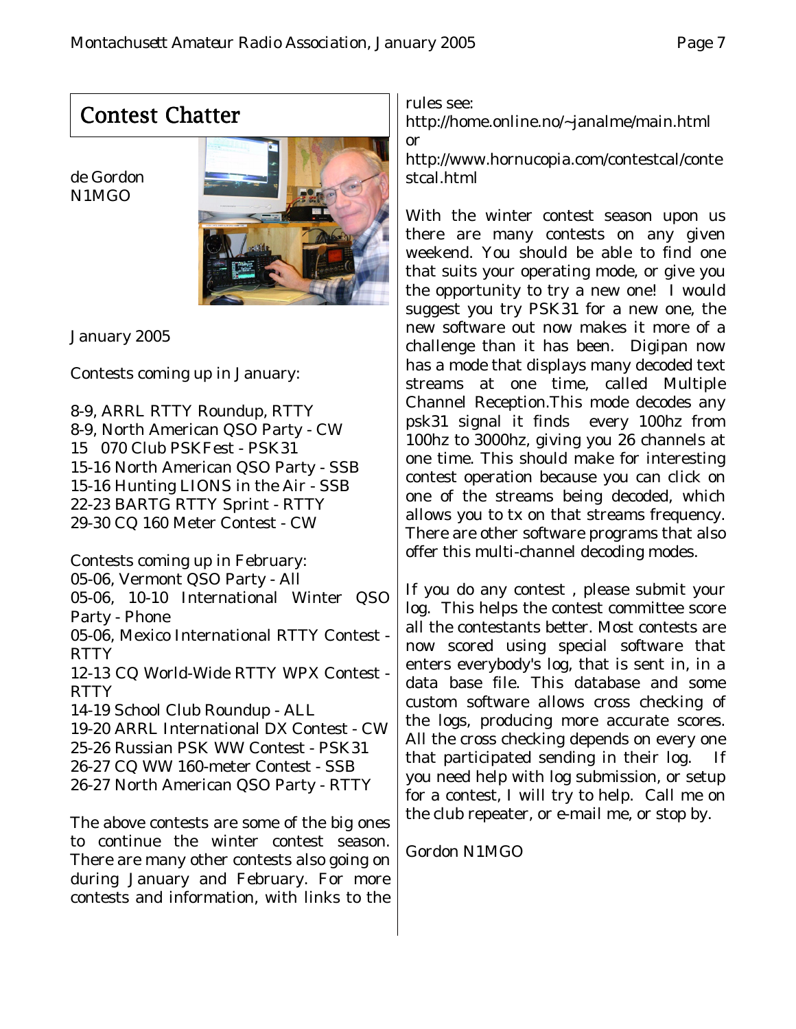## Contest Chatter

de Gordon
N1MGO

January 2005

Contests coming up in January:

8-9, ARRL RTTY Roundup, RTTY
8-9, North American QSO Party - CW
15 070 Club PSKFest - PSK31
15-16 North American QSO Party - SSB
15-16 Hunting LIONS in the Air - SSB
22-23 BARTG RTTY Sprint - RTTY
29-30 CQ 160 Meter Contest - CW

Contests coming up in February:
05-06, Vermont QSO Party - All
05-06, 10-10 International Winter QSO Party - Phone
05-06, Mexico International RTTY Contest - RTTY
12-13 CQ World-Wide RTTY WPX Contest - RTTY
14-19 School Club Roundup - ALL
19-20 ARRL International DX Contest - CW
25-26 Russian PSK WW Contest - PSK31
26-27 CQ WW 160-meter Contest - SSB
26-27 North American QSO Party - RTTY

The above contests are some of the big ones to continue the winter contest season. There are many other contests also going on during January and February. For more contests and information, with links to the rules see:
http://home.online.no/~janalme/main.html
or
http://www.hornucopia.com/contestcal/contestcal.html

With the winter contest season upon us there are many contests on any given weekend. You should be able to find one that suits your operating mode, or give you the opportunity to try a new one! I would suggest you try PSK31 for a new one, the new software out now makes it more of a challenge than it has been. Digipan now has a mode that displays many decoded text streams at one time, called Multiple Channel Reception.This mode decodes any psk31 signal it finds every 100hz from 100hz to 3000hz, giving you 26 channels at one time. This should make for interesting contest operation because you can click on one of the streams being decoded, which allows you to tx on that streams frequency. There are other software programs that also offer this multi-channel decoding modes.

If you do any contest , please submit your log. This helps the contest committee score all the contestants better. Most contests are now scored using special software that enters everybody's log, that is sent in, in a data base file. This database and some custom software allows cross checking of the logs, producing more accurate scores. All the cross checking depends on every one that participated sending in their log. If you need help with log submission, or setup for a contest, I will try to help. Call me on the club repeater, or e-mail me, or stop by.

Gordon N1MGO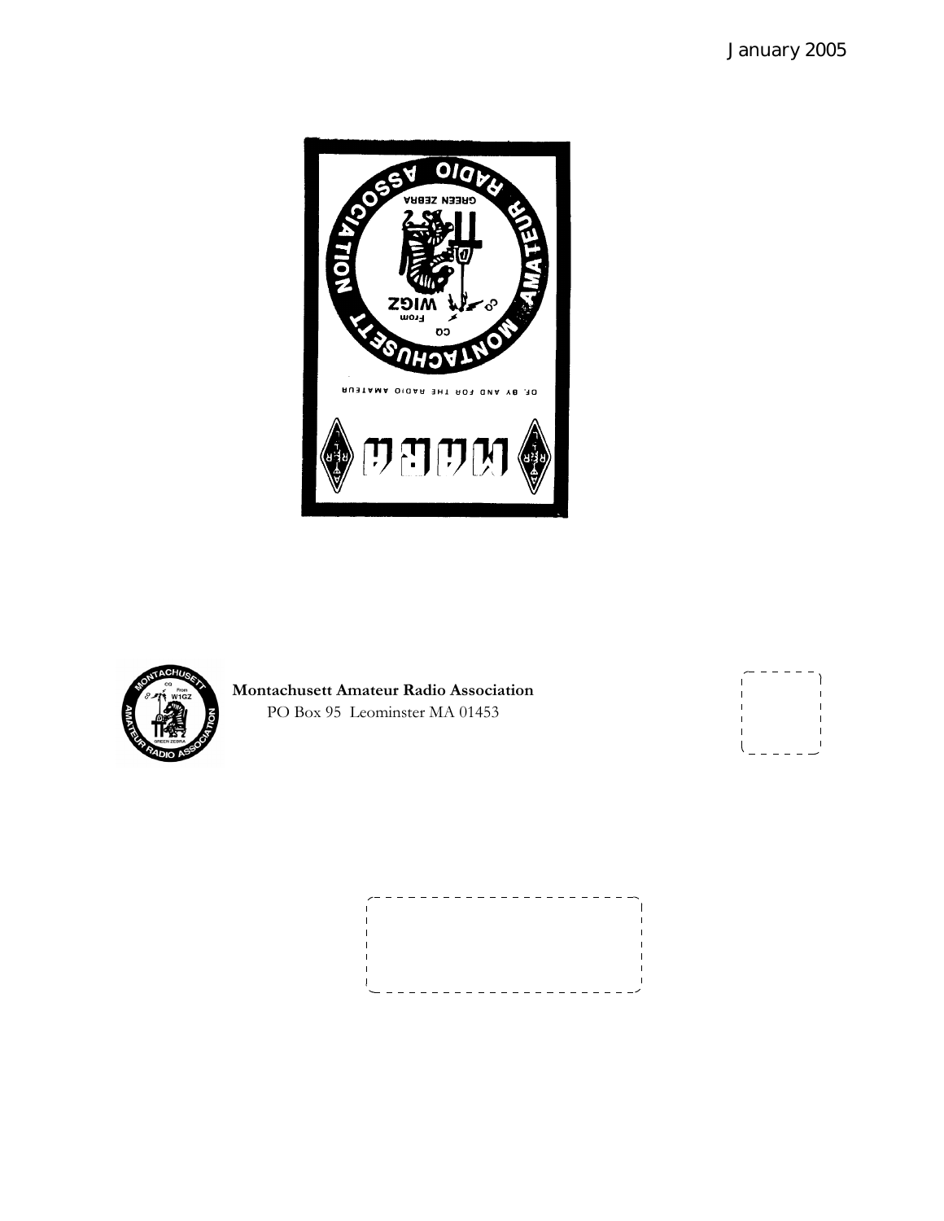January 2005

**Montachusett Amateur Radio Association**

PO Box 95 Leominster MA 01453